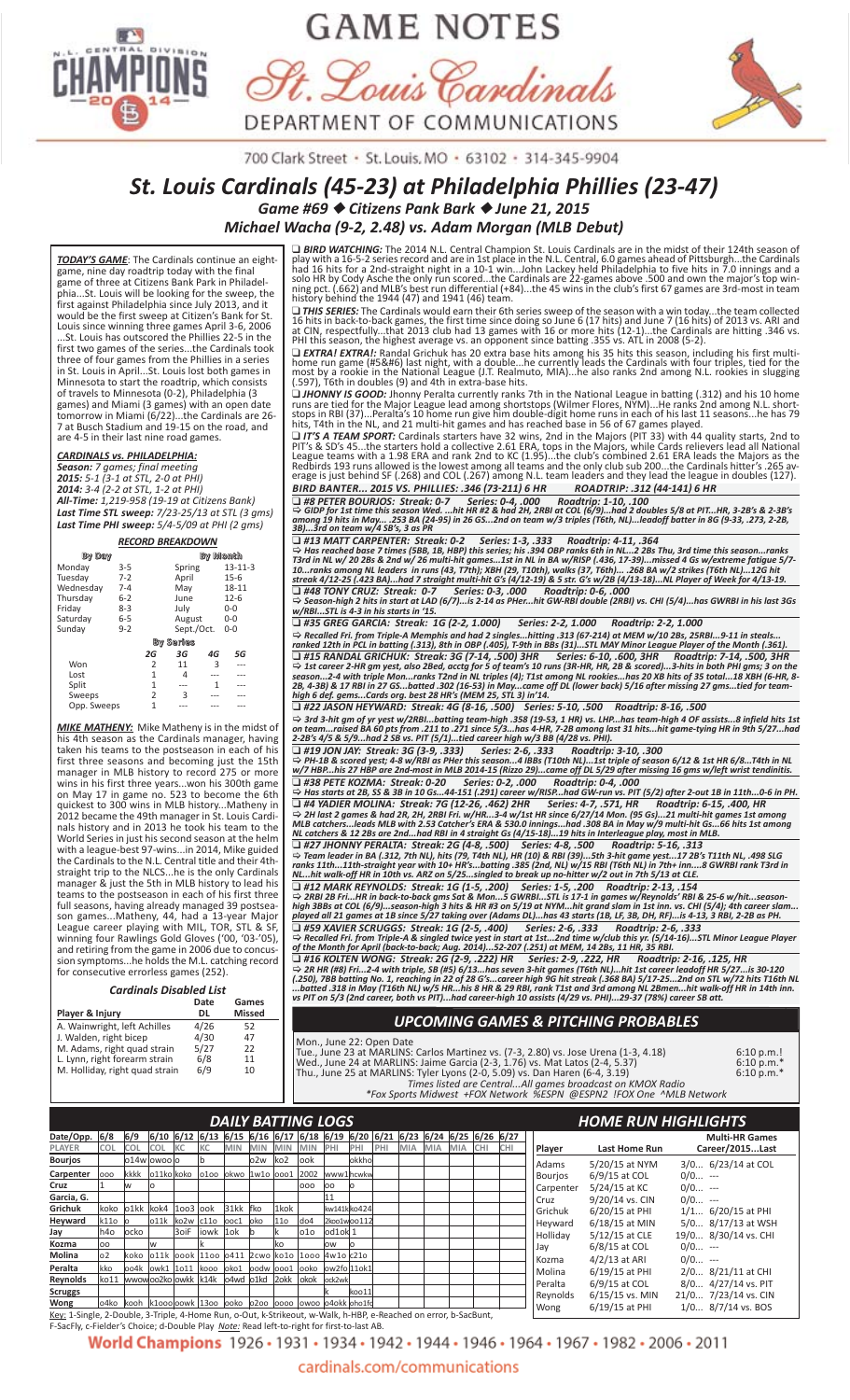# GAME NOTES

## St. Louis Cardinals

DEPARTMENT OF COMMUNICATIONS

700 Clark Street · St. Louis, MO · 63102 · 314-345-9904

# St. Louis Cardinals (45-23) at Philadelphia Phillies (23-47)

### Game #69 ◆ Citizens Pank Bark ◆ June 21, 2015

### Michael Wacha (9-2, 2.48) vs. Adam Morgan (MLB Debut)

***TODAY'S GAME***: The Cardinals continue an eight-game, nine day roadtrip today with the final game of three at Citizens Bank Park in Philadelphia...St. Louis will be looking for the sweep, the first against Philadelphia since July 2013, and it would be the first sweep at Citizen's Bank for St. Louis since winning three games April 3-6, 2006 ...St. Louis has outscored the Phillies 22-5 in the first two games of the series...the Cardinals took three of four games from the Phillies in a series in St. Louis in April...St. Louis lost both games in Minnesota to start the roadtrip, which consists of travels to Minnesota (0-2), Philadelphia (3 games) and Miami (3 games) with an open date tomorrow in Miami (6/22)...the Cardinals are 26-7 at Busch Stadium and 19-15 on the road, and are 4-5 in their last nine road games.

***CARDINALS vs. PHILADELPHIA:***
*Season: 7 games; final meeting*
*2015: 5-1 (3-1 at STL, 2-0 at PHI)*
*2014: 3-4 (2-2 at STL, 1-2 at PHI)*
*All-Time: 1,219-958 (19-19 at Citizens Bank)*
*Last Time STL sweep: 7/23-25/13 at STL (3 gms)*
*Last Time PHI sweep: 5/4-5/09 at PHI (2 gms)*

***RECORD BREAKDOWN***

| By Day | | By Month | |
|---|---|---|---|
| Monday | 3-5 | Spring | 13-11-3 |
| Tuesday | 7-2 | April | 15-6 |
| Wednesday | 7-4 | May | 18-11 |
| Thursday | 6-2 | June | 12-6 |
| Friday | 8-3 | July | 0-0 |
| Saturday | 6-5 | August | 0-0 |
| Sunday | 9-2 | Sept./Oct. | 0-0 |

**By Series**

| | 2G | 3G | 4G | 5G |
|---|---|---|---|---|
| Won | 2 | 11 | 3 | --- |
| Lost | 1 | 4 | --- | --- |
| Split | 1 | --- | 1 | --- |
| Sweeps | 2 | 3 | --- | --- |
| Opp. Sweeps | 1 | --- | --- | --- |

***MIKE MATHENY:*** Mike Matheny is in the midst of his 4th season as the Cardinals manager, having taken his teams to the postseason in each of his first three seasons and becoming just the 15th manager in MLB history to record 275 or more wins in his first three years...won his 300th game on May 17 in game no. 523 to become the 6th quickest to 300 wins in MLB history...Matheny in 2012 became the 49th manager in St. Louis Cardinals history and in 2013 he took his team to the World Series in just his second season at the helm with a league-best 97-wins...in 2014, Mike guided the Cardinals to the N.L. Central title and their 4th-straight trip to the NLCS...he is the only Cardinals manager & just the 5th in MLB history to lead his teams to the postseason in each of his first three full seasons, having already managed 39 postseason games...Matheny, 44, had a 13-year Major League career playing with MIL, TOR, STL & SF, winning four Rawlings Gold Gloves ('00, '03-'05), and retiring from the game in 2006 due to concussion symptoms...he holds the M.L. catching record for consecutive errorless games (252).

***Cardinals Disabled List***

| Player & Injury | Date DL | Games Missed |
|---|---|---|
| A. Wainwright, left Achilles | 4/26 | 52 |
| J. Walden, right bicep | 4/30 | 47 |
| M. Adams, right quad strain | 5/27 | 22 |
| L. Lynn, right forearm strain | 6/8 | 11 |
| M. Holliday, right quad strain | 6/9 | 10 |

❑ ***BIRD WATCHING:*** The 2014 N.L. Central Champion St. Louis Cardinals are in the midst of their 124th season of play with a 16-5-2 series record and are in 1st place in the N.L. Central, 6.0 games ahead of Pittsburgh...the Cardinals had 16 hits for a 2nd-straight night in a 10-1 win...John Lackey held Philadelphia to five hits in 7.0 innings and a solo HR by Cody Asche the only run scored...the Cardinals are 22-games above .500 and own the major's top winning pct. (.662) and MLB's best run differential (+84)...the 45 wins in the club's first 67 games are 3rd-most in team history behind the 1944 (47) and 1941 (46) team.

❑ ***THIS SERIES:*** The Cardinals would earn their 6th series sweep of the season with a win today...the team collected 16 hits in back-to-back games, the first time since doing so June 6 (17 hits) and June 7 (16 hits) of 2013 vs. ARI and at CIN, respectfully...that 2013 club had 13 games with 16 or more hits (12-1)...the Cardinals are hitting .346 vs. PHI this season, the highest average vs. an opponent since batting .355 vs. ATL in 2008 (5-2).

❑ ***EXTRA! EXTRA!:*** Randal Grichuk has 20 extra base hits among his 35 hits this season, including his first multi-home run game (#5&#6) last night, with a double...he currently leads the Cardinals with four triples, tied for the most by a rookie in the National League (J.T. Realmuto, MIA)...he also ranks 2nd among N.L. rookies in slugging (.597), T6th in doubles (9) and 4th in extra-base hits.

❑ ***JHONNY IS GOOD:*** Jhonny Peralta currently ranks 7th in the National League in batting (.312) and his 10 home runs are tied for the Major League lead among shortstops (Wilmer Flores, NYM)...He ranks 2nd among N.L. shortstops in RBI (37)...Peralta's 10 home run give him double-digit home runs in each of his last 11 seasons...he has 79 hits, T4th in the NL, and 21 multi-hit games and has reached base in 56 of 67 games played.

❑ ***IT'S A TEAM SPORT:*** Cardinals starters have 32 wins, 2nd in the Majors (PIT 33) with 44 quality starts, 2nd to PIT's & SD's 45...the starters hold a collective 2.61 ERA, tops in the Majors, while Cards relievers lead all National League teams with a 1.98 ERA and rank 2nd to KC (1.95)...the club's combined 2.61 ERA leads the Majors as the Redbirds 193 runs allowed is the lowest among all teams and the only club sub 200...the Cardinals hitter's .265 average is just behind SF (.268) and COL (.267) among N.L. team leaders and they lead the league in doubles (127).

***BIRD BATTER... 2015 VS. PHILLIES: .346 (73-211) 6 HR     ROADTRIP: .312 (44-141) 6 HR***

❑ ***#8 PETER BOURJOS: Streak: 0-7     Series: 0-4, .000     Roadtrip: 1-10, .100***
⇨ *GIDP for 1st time this season Wed. ...hit HR #2 & had 2H, 2RBI at COL (6/9)...had 2 doubles 5/8 at PIT...HR, 3-2B's & 2-3B's among 19 hits in May... .253 BA (24-95) in 26 GS...2nd on team w/3 triples (7th NL)...leadoff batter in 8G (9-33, .273, 2-2B, 3B)...3rd on team w/4 SB's, 3 as PR*

❑ ***#13 MATT CARPENTER: Streak: 0-2     Series: 1-3, .333     Roadtrip: 4-11, .364***
⇨ *Has reached base 7 times (5BB, 1B, HBP) this series; his .394 OBP ranks 6th in NL...2 2Bs Thu, 3rd time this season...ranks T3rd in NL w/ 20 2Bs & 2nd w/ 26 multi-hit games...1st in NL in BA w/RISP (.436, 17-39)...missed 4 Gs w/extreme fatigue 5/7-10...ranks among NL leaders in runs (43, T7th); XBH (29, T10th), walks (37, T6th)... .268 BA w/2 strikes (T6th NL)...12G hit streak 4/12-25 (.423 BA)...had 7 straight multi-hit G's (4/12-19) & 5 str. G's w/2B (4/13-18)...NL Player of Week for 4/13-19.*

❑ ***#48 TONY CRUZ: Streak: 0-7     Series: 0-3, .000     Roadtrip: 0-6, .000***
⇨ *Season-high 2 hits in start at LAD (6/7)...is 2-14 as PHer...hit GW-RBI double (2RBI) vs. CHI (5/4)...has GWRBI in his last 3Gs w/RBI...STL is 4-3 in his starts in '15.*

❑ ***#35 GREG GARCIA: Streak: 1G (2-2, 1.000)     Series: 2-2, 1.000     Roadtrip: 2-2, 1.000***
⇨ *Recalled Fri. from Triple-A Memphis and had 2 singles...hitting .313 (67-214) at MEM w/10 2Bs, 25RBI...9-11 in steals... ranked 12th in PCL in batting (.313), 8th in OBP (.405), T-9th in BBs (31)...STL MAY Minor League Player of the Month (.361).*

❑ ***#15 RANDAL GRICHUK: Streak: 3G (7-14, .500) 3HR     Series: 6-10, .600, 3HR     Roadtrip: 7-14, .500, 3HR***
⇨ *1st career 2-HR gm yest, also 2Bed, acctg for 5 of team's 10 runs (3R-HR, HR, 2B & scored)...3-hits in both PHI gms; 3 on the season...2-4 with triple Mon...ranks T2nd in NL triples (4); T1st among NL rookies...has 20 XB hits of 35 total...18 XBH (6-HR, 8-2B, 4-3B) & 17 RBI in 27 GS...batted .302 (16-53) in May...came off DL (lower back) 5/16 after missing 27 gms...tied for team-high 6 def. games...Cards org. best 28 HR's (MEM 25, STL 3) in'14.*

❑ ***#22 JASON HEYWARD: Streak: 4G (8-16, .500)     Series: 5-10, .500     Roadtrip: 8-16, .500***
⇨ *3rd 3-hit gm of yr yest w/2RBI...batting team-high .358 (19-53, 1 HR) vs. LHP...has team-high 4 OF assists...8 infield hits 1st on team...raised BA 60 pts from .211 to .271 since 5/3...has 4-HR, 7-2B among last 31 hits...hit game-tying HR in 9th 5/27...had 2-2B's 4/5 & 5/9...had 2 SB vs. PIT (5/1)...tied career high w/3 BB (4/28 vs. PHI).*

❑ ***#19 JON JAY: Streak: 3G (3-9, .333)     Series: 2-6, .333     Roadtrip: 3-10, .300***
⇨ *PH-1B & scored yest; 4-8 w/RBI as PHer this season...4 IBBs (T10th NL)...1st triple of season 6/12 & 1st HR 6/8...T4th in NL w/7 HBP...his 27 HBP are 2nd-most in MLB 2014-15 (Rizzo 29)...came off DL 5/29 after missing 16 gms w/left wrist tendinitis.*

❑ ***#38 PETE KOZMA: Streak: 0-20     Series: 0-2, .000     Roadtrip: 0-4, .000***
⇨ *Has starts at 2B, SS & 3B in 10 Gs...44-151 (.291) career w/RISP...had GW-run vs. PIT (5/2) after 2-out 1B in 11th...0-6 in PH.*

❑ ***#4 YADIER MOLINA: Streak: 7G (12-26, .462) 2HR     Series: 4-7, .571, HR     Roadtrip: 6-15, .400, HR***
⇨ *2H last 2 games & had 2R, 2H, 2RBI Fri. w/HR...3-4 w/1st HR since 6/27/14 Mon. (95 Gs)...21 multi-hit games 1st among MLB catchers...leads MLB with 2.53 Catcher's ERA & 530.0 innings...had .308 BA in May w/9 multi-hit Gs...66 hits 1st among NL catchers & 12 2Bs are 2nd...had RBI in 4 straight Gs (4/15-18)...19 hits in Interleague play, most in MLB.*

❑ ***#27 JHONNY PERALTA: Streak: 2G (4-8, .500)     Series: 4-8, .500     Roadtrip: 5-16, .313***
⇨ *Team leader in BA (.312, 7th NL), hits (79, T4th NL), HR (10) & RBI (39)...5th 3-hit game yest...17 2B's T11th NL, .498 SLG ranks 11th...11th-straight year with 10+ HR's...batting .385 (2nd, NL) w/15 RBI (T6th NL) in 7th+ inn...8 GWRBI rank T3rd in NL...hit walk-off HR in 10th vs. ARZ on 5/25...singled to break up no-hitter w/2 out in 7th 5/13 at CLE.*

❑ ***#12 MARK REYNOLDS: Streak: 1G (1-5, .200)     Series: 1-5, .200     Roadtrip: 2-13, .154***
⇨ *2RBI 2B Fri...HR in back-to-back gms Sat & Mon...5 GWRBI...STL is 17-1 in games w/Reynolds' RBI & 25-6 w/hit...season-high 3BBs at COL (6/9)...season-high 3 hits & HR #3 on 5/19 at NYM...hit grand slam in 1st inn. vs. CHI (5/4); 4th career slam... played all 21 games at 1B since 5/27 taking over (Adams DL)...has 43 starts (1B, LF, 3B, DH, RF)...is 4-13, 3 RBI, 2-28 as PH.*

❑ ***#59 XAVIER SCRUGGS: Streak: 1G (2-5, .400)     Series: 2-6, .333     Roadtrip: 2-6, .333***
⇨ *Recalled Fri. from Triple-A & singled twice yest in start at 1st...2nd time w/club this yr. (5/14-16)...STL Minor League Player of the Month for April (back-to-back; Aug. 2014)...52-207 (.251) at MEM, 14 2Bs, 11 HR, 35 RBI.*

❑ ***#16 KOLTEN WONG: Streak: 2G (2-9, .222) HR     Series: 2-9, .222, HR     Roadtrip: 2-16, .125, HR***
⇨ *2R HR (#8) Fri...2-4 with triple, SB (#5) 6/13...has seven 3-hit games (T6th NL)...hit 1st career leadoff HR 5/27...is 30-120 (.250), 7BB batting No. 1, reaching in 22 of 28 G's...career high 9G hit streak (.368 BA) 5/17-25...2nd on STL w/72 hits T16th NL ...batted .318 in May (T16th NL) w/5 HR...his 8 HR & 29 RBI, rank T1st and 3rd among NL 2Bmen...hit walk-off HR in 14th inn. vs PIT on 5/3 (2nd career, both vs PIT)...had career-high 10 assists (4/29 vs. PHI)...29-37 (78%) career SB att.*

## UPCOMING GAMES & PITCHING PROBABLES

| | |
|---|---|
| Mon., June 22: Open Date | |
| Tue., June 23 at MARLINS: Carlos Martinez vs. (7-3, 2.80) vs. Jose Urena (1-3, 4.18) | 6:10 p.m.! |
| Wed., June 24 at MARLINS: Jaime Garcia (2-3, 1.76) vs. Mat Latos (2-4, 5.37) | 6:10 p.m.* |
| Thu., June 25 at MARLINS: Tyler Lyons (2-0, 5.09) vs. Dan Haren (6-4, 3.19) | 6:10 p.m.* |

*Times listed are Central...All games broadcast on KMOX Radio*
**Fox Sports Midwest +FOX Network %ESPN @ESPN2 !FOX One ^MLB Network*

## DAILY BATTING LOGS

| Date/Opp. | 6/8 | 6/9 | 6/10 | 6/12 | 6/13 | 6/15 | 6/16 | 6/17 | 6/18 | 6/19 | 6/20 | 6/21 | 6/23 | 6/24 | 6/25 | 6/26 | 6/27 |
|---|---|---|---|---|---|---|---|---|---|---|---|---|---|---|---|---|---|
| PLAYER | COL | COL | COL | KC | KC | MIN | MIN | MIN | MIN | PHI | PHI | PHI | MIA | MIA | MIA | CHI | CHI |
| Bourjos | | o14w | owoo | o | b | | | o2w | ko2 | ook | | okkho | | | | | |
| Carpenter | ooo | kkkk | o11ko | koko | o1oo | okwo | 1w1o | ooo1 | 2002 | www1 | hcwkw | | | | | | |
| Cruz | 1 | | w | o | | | | | | ooo | oo | o | | | | | |
| Garcia, G. | | | | | | | | | | | 11 | | | | | | |
| Grichuk | koko | o1kk | kok4 | 1oo3 | ook | 31kk | fko | 1kok | | | kw141k | ko424 | | | | | |
| Heyward | k11o | o | o11k | ko2w | c11o | ooc1 | oko | 11o | do4 | 2koo1w | oo112 | | | | | | |
| Jay | h4o | ocko | | 3oiF | iowk | 1ok | b | | k | o1o | od1ok | 1 | | | | | |
| Kozma | oo | | w | | k | | | | ko | | ow | o | | | | | |
| Molina | o2 | koko | o11k | oook | 11oo | o411 | 2cwo | ko1o | 1ooo | 4w1o | c21o | | | | | | |
| Peralta | kko | oo4k | owk1 | 1o11 | kooo | oko1 | oodw | ooo1 | ooko | ow2fo | 11ok1 | | | | | | |
| Reynolds | ko11 | wwow | oo2ko | owkk | k14k | o4wd | o1kd | 2okk | okok | ock2wk | | | | | | | |
| Scruggs | | | | | | | | | | | k | koo11 | | | | | |
| Wong | o4ko | kooh | k1ooo | oowk | 13oo | ooko | o2oo | oooo | owoo | o4okk | pho1fo | | | | | | |

Key: 1-Single, 2-Double, 3-Triple, 4-Home Run, o-Out, k-Strikeout, w-Walk, h-HBP, e-Reached on error, b-SacBunt, F-SacFly, c-Fielder's Choice; d-Double Play *Note:* Read left-to-right for first-to-last AB.

## HOME RUN HIGHLIGHTS

| Player | Last Home Run | Multi-HR Games Career/2015...Last |
|---|---|---|
| Adams | 5/20/15 at NYM | 3/0... 6/23/14 at COL |
| Bourjos | 6/9/15 at COL | 0/0... --- |
| Carpenter | 5/24/15 at KC | 0/0... --- |
| Cruz | 9/20/14 vs. CIN | 0/0... --- |
| Grichuk | 6/20/15 at PHI | 1/1... 6/20/15 at PHI |
| Heyward | 6/18/15 at MIN | 5/0... 8/17/13 at WSH |
| Holliday | 5/12/15 at CLE | 19/0... 8/30/14 vs. CHI |
| Jay | 6/8/15 at COL | 0/0... --- |
| Kozma | 4/2/13 at ARI | 0/0... --- |
| Molina | 6/19/15 at PHI | 2/0... 8/21/11 at CHI |
| Peralta | 6/9/15 at COL | 8/0... 4/27/14 vs. PIT |
| Reynolds | 6/15/15 vs. MIN | 21/0... 7/23/14 vs. CIN |
| Wong | 6/19/15 at PHI | 1/0... 8/7/14 vs. BOS |

World Champions 1926 · 1931 · 1934 · 1942 · 1944 · 1946 · 1964 · 1967 · 1982 · 2006 · 2011

cardinals.com/communications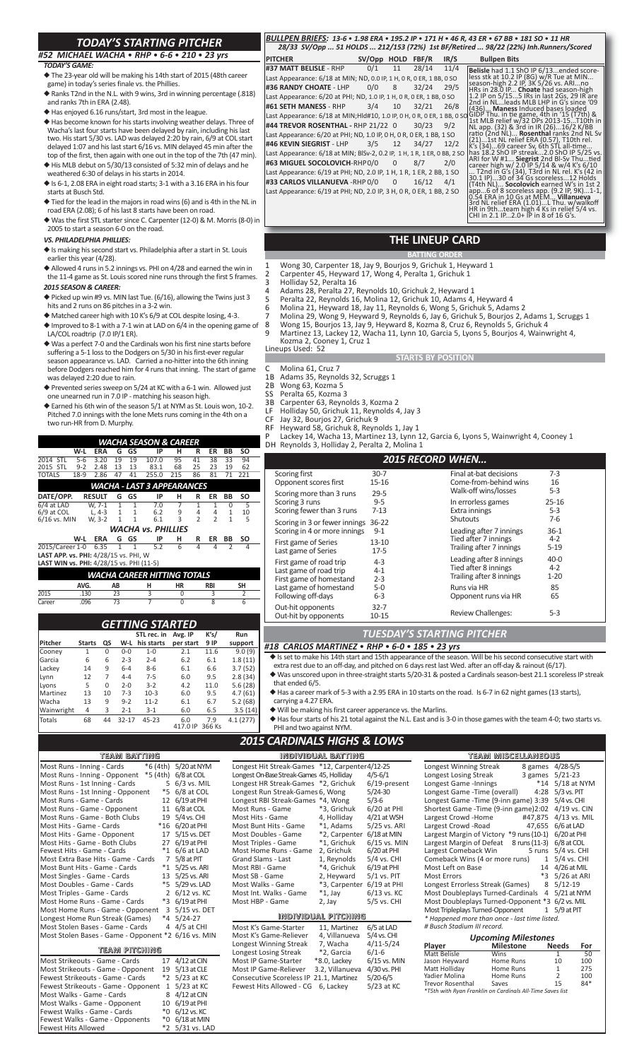## TODAY'S STARTING PITCHER

### #52 MICHAEL WACHA • RHP • 6-6 • 210 • 23 yrs

***TODAY'S GAME:***

- The 23-year old will be making his 14th start of 2015 (48th career game) in today's series finale vs. the Phillies.
- Ranks T2nd in the N.L. with 9 wins, 3rd in winning percentage (.818) and ranks 7th in ERA (2.48).
- Has enjoyed 6.16 runs/start, 3rd most in the league.
- Has become known for his starts involving weather delays. Three of Wacha's last four starts have been delayed by rain, including his last two. His start 5/30 vs. LAD was delayed 2:20 by rain, 6/9 at COL start delayed 1:07 and his last start 6/16 vs. MIN delayed 45 min after the top of the first, then again with one out in the top of the 7th (47 min).
- His MLB debut on 5/30/13 consisted of 5:32 min of delays and he weathered 6:30 of delays in his starts in 2014.
- Is 6-1, 2.08 ERA in eight road starts; 3-1 with a 3.16 ERA in his four starts at Busch Std.
- Tied for the lead in the majors in road wins (6) and is 4th in the NL in road ERA (2.08); 6 of his last 8 starts have been on road.
- Was the first STL starter since C. Carpenter (12-0) & M. Morris (8-0) in 2005 to start a season 6-0 on the road.

***VS. PHILADELPHIA PHILLIES:***

- Is making his second start vs. Philadelphia after a start in St. Louis earlier this year (4/28).
- Allowed 4 runs in 5.2 innings vs. PHI on 4/28 and earned the win in the 11-4 game as St. Louis scored nine runs through the first 5 frames.

***2015 SEASON & CAREER:***

- Picked up win #9 vs. MIN last Tue. (6/16), allowing the Twins just 3 hits and 2 runs on 86 pitches in a 3-2 win.
- Matched career high with 10 K's 6/9 at COL despite losing, 4-3.
- Improved to 8-1 with a 7-1 win at LAD on 6/4 in the opening game of LA/COL roadtrip (7.0 IP/1 ER).
- Was a perfect 7-0 and the Cardinals won his first nine starts before suffering a 5-1 loss to the Dodgers on 5/30 in his first-ever regular season appearance vs. LAD. Carried a no-hitter into the 6th inning before Dodgers reached him for 4 runs that inning. The start of game was delayed 2:20 due to rain.
- Prevented series sweep on 5/24 at KC with a 6-1 win. Allowed just one unearned run in 7.0 IP - matching his season high.
- Earned his 6th win of the season 5/1 at NYM as St. Louis won, 10-2. Pitched 7.0 innings with the lone Mets runs coming in the 4th on a two-run-HR from D. Murphy.

### WACHA SEASON & CAREER

| | W-L | ERA | G | GS | IP | H | R | ER | BB | SO |
|---|---|---|---|---|---|---|---|---|---|---|
| 2014 STL | 5-6 | 3.20 | 19 | 19 | 107.0 | 95 | 41 | 38 | 33 | 94 |
| 2015 STL | 9-2 | 2.48 | 13 | 13 | 83.1 | 68 | 25 | 23 | 19 | 62 |
| TOTALS | 18-9 | 2.86 | 47 | 41 | 255.0 | 215 | 86 | 81 | 71 | 221 |

### WACHA - LAST 3 APPEARANCES

| DATE/OPP. | RESULT | G | GS | IP | H | R | ER | BB | SO |
|---|---|---|---|---|---|---|---|---|---|
| 6/4 at LAD | W, 7-1 | 1 | 1 | 7.0 | 7 | 1 | 1 | 0 | 5 |
| 6/9 at COL | L, 4-3 | 1 | 1 | 6.2 | 9 | 4 | 4 | 1 | 10 |
| 6/16 vs. MIN | W, 3-2 | 1 | 1 | 6.1 | 3 | 2 | 2 | 1 | 5 |

### WACHA vs. PHILLIES

| | W-L | ERA | G | GS | IP | H | R | ER | BB | SO |
|---|---|---|---|---|---|---|---|---|---|---|
| 2015/Career | 1-0 | 6.35 | 1 | 1 | 5.2 | 6 | 4 | 4 | 2 | 4 |

**LAST APP. vs. PHI:** 4/28/15 vs. PHI, W
**LAST WIN vs. PHI:** 4/28/15 vs. PHI (11-5)

### WACHA CAREER HITTING TOTALS

| | AVG. | AB | H | HR | RBI | SH |
|---|---|---|---|---|---|---|
| 2015 | .130 | 23 | 3 | 0 | 3 | 2 |
| Career | .096 | 73 | 7 | 0 | 8 | 6 |

### GETTING STARTED

| Pitcher | Starts | QS | W-L | STL rec. in his starts | Avg. IP per start | K's/ 9 IP | Run support |
|---|---|---|---|---|---|---|---|
| Cooney | 1 | 0 | 0-0 | 1-0 | 2.1 | 11.6 | 9.0 (9) |
| Garcia | 6 | 6 | 2-3 | 2-4 | 6.2 | 6.1 | 1.8 (11) |
| Lackey | 14 | 9 | 6-4 | 8-6 | 6.1 | 6.6 | 3.7 (52) |
| Lynn | 12 | 7 | 4-4 | 7-5 | 6.0 | 9.5 | 2.8 (34) |
| Lyons | 5 | 0 | 2-0 | 3-2 | 4.2 | 11.0 | 5.6 (28) |
| Martinez | 13 | 10 | 7-3 | 10-3 | 6.0 | 9.5 | 4.7 (61) |
| Wacha | 13 | 9 | 9-2 | 11-2 | 6.1 | 6.7 | 5.2 (68) |
| Wainwright | 4 | 3 | 2-1 | 3-1 | 6.0 | 6.5 | 3.5 (14) |
| Totals | 68 | 44 | 32-17 | 45-23 | 6.0 417.0 IP | 7.9 366 Ks | 4.1 (277) |

## BULLPEN BRIEFS: *13-6 • 1.98 ERA • 195.2 IP • 171 H • 46 R, 43 ER • 67 BB • 181 SO • 11 HR*
*28/33 SV/Opp ... 51 HOLDS ... 212/153 (72%) 1st BF/Retired ... 98/22 (22%) Inh.Runners/Scored*

| PITCHER | SV/Opp | HOLD | FBF/R | IR/S |
|---|---|---|---|---|
| **#37 MATT BELISLE** - RHP | 0/1 | 11 | 28/14 | 11/4 |
| Last Appearance: 6/18 at MIN; ND, 0.0 IP, 1 H, 0 R, 0 ER, 1 BB, 0 SO | | | | |
| **#36 RANDY CHOATE** - LHP | 0/0 | 8 | 32/24 | 29/5 |
| Last Appearance: 6/20 at PHI; ND, 1.0 IP, 1 H, 0 R, 0 ER, 1 BB, 0 SO | | | | |
| **#61 SETH MANESS** - RHP | 3/4 | 10 | 32/21 | 26/8 |
| Last Appearance: 6/18 at MIN;Hld#10, 1.0 IP, 0 H, 0 R, 0 ER, 1 BB, 0 SO | | | | |
| **#44 TREVOR ROSENTHAL** - RHP | 21/22 | 0 | 30/23 | 9/2 |
| Last Appearance: 6/20 at PHI; ND, 1.0 IP, 0 H, 0 R, 0 ER, 1 BB, 1 SO | | | | |
| **#46 KEVIN SIEGRIST** - LHP | 3/5 | 12 | 34/27 | 12/2 |
| Last Appearance: 6/18 at MIN; BlSv-2, 0.2 IP, 1 H, 1 R, 1 ER, 0 BB, 2 SO | | | | |
| **#63 MIGUEL SOCOLOVICH**-RHP | 0/0 | 0 | 8/7 | 2/0 |
| Last Appearance: 6/19 at PHI; ND, 2.0 IP, 1 H, 1 R, 1 ER, 2 BB, 1 SO | | | | |
| **#33 CARLOS VILLANUEVA** -RHP | 0/0 | 0 | 16/12 | 4/1 |
| Last Appearance: 6/19 at PHI; ND, 2.0 IP, 3 H, 0 R, 0 ER, 1 BB, 2 SO | | | | |

**Bullpen Bits**

**Belisle** had 1.1 ShO IP 6/13...ended scoreless stk at 10.2 IP (8G) w/R Tue at MIN... season-high 2.2 IP, 3K 5/26 vs. ARI...no HRs in 28.0 IP... **Choate** had season-high 1.2 IP on 5/15...5 IRs in last 2Gs, 29 IR are 2nd in NL...leads MLB LHP in G's since '09 (436)... **Maness** induced bases loaded GIDP Thu. in tie game, 4th in '15 (T7th) & 1st MLB reliever w/32 DPs 2013-15...T10th in NL app. (32) & 3rd in IR (26)...16/2 K/BB ratio (2nd NL)... **Rosenthal** ranks 2nd NL Sv (21)...1st NL relief ERA (0.57), T10th rel. K's (34)...69 career Sv, 6th STL all-time... has 18.2 ShO IP streak...2.0 ShO IP 5/25 vs. ARI for W #1... **Siegrist** 2nd Bl-Sv Thu...tied career high w/ 2.0 IP 5/14 & w/4 K's 6/10 ... T2nd in G's (34), T3rd in NL rel. K's (42 in 30.1 IP)...30 of 34 G's scoreless...12 Holds (T4th NL)... **Socolovich** earned W's in 1st 2 app...6 of 8 scoreless app. (9.2 IP, 9K)...1-1, 0.54 ERA in 10 Gs at MEM... **Villanueva** 3rd NL relief ERA (1.01)...L Thu. w/walkoff HR in 9th...team high 4 Ks in relief 5/4 vs. CHI in 2.1 IP...2.0+ IP in 8 of 16 G's.

## THE LINEUP CARD

### BATTING ORDER

1. Wong 30, Carpenter 18, Jay 9, Bourjos 9, Grichuk 1, Heyward 1
2. Carpenter 45, Heyward 17, Wong 4, Peralta 1, Grichuk 1
3. Holliday 52, Peralta 16
4. Adams 28, Peralta 27, Reynolds 10, Grichuk 2, Heyward 1
5. Peralta 22, Reynolds 16, Molina 12, Grichuk 10, Adams 4, Heyward 4
6. Molina 21, Heyward 18, Jay 11, Reynolds 6, Wong 5, Grichuk 5, Adams 2
7. Molina 29, Wong 9, Heyward 9, Reynolds 6, Jay 6, Grichuk 5, Bourjos 2, Adams 1, Scruggs 1
8. Wong 15, Bourjos 13, Jay 9, Heyward 8, Kozma 8, Cruz 6, Reynolds 5, Grichuk 4
9. Martinez 13, Lackey 12, Wacha 11, Lynn 10, Garcia 5, Lyons 5, Bourjos 4, Wainwright 4, Kozma 2, Cooney 1, Cruz 1

Lineups Used: 52

### STARTS BY POSITION

- C Molina 61, Cruz 7
- 1B Adams 35, Reynolds 32, Scruggs 1
- 2B Wong 63, Kozma 5
- SS Peralta 65, Kozma 3
- 3B Carpenter 63, Reynolds 3, Kozma 2
- LF Holliday 50, Grichuk 11, Reynolds 4, Jay 3
- CF Jay 32, Bourjos 27, Grichuk 9
- RF Heyward 58, Grichuk 8, Reynolds 1, Jay 1
- P Lackey 14, Wacha 13, Martinez 13, Lynn 12, Garcia 6, Lyons 5, Wainwright 4, Cooney 1
- DH Reynolds 3, Holliday 2, Peralta 2, Molina 1

### 2015 RECORD WHEN...

| | | | |
|---|---|---|---|
| Scoring first | 30-7 | Final at-bat decisions | 7-3 |
| Opponent scores first | 15-16 | Come-from-behind wins | 16 |
| Scoring more than 3 runs | 29-5 | Walk-off wins/losses | 5-3 |
| Scoring 3 runs | 9-5 | In errorless games | 25-16 |
| Scoring fewer than 3 runs | 7-13 | Extra innings | 5-3 |
| Scoring in 3 or fewer innings | 36-22 | Shutouts | 7-6 |
| Scoring in 4 or more innings | 9-1 | Leading after 7 innings | 36-1 |
| First game of Series | 13-10 | Tied after 7 innings | 4-2 |
| Last game of Series | 17-5 | Trailing after 7 innings | 5-19 |
| First game of road trip | 4-3 | Leading after 8 innings | 40-0 |
| Last game of road trip | 4-1 | Tied after 8 innings | 4-2 |
| First game of homestand | 2-3 | Trailing after 8 innings | 1-20 |
| Last game of homestand | 5-0 | Runs via HR | 85 |
| Following off-days | 6-3 | Opponent runs via HR | 65 |
| Out-hit opponents | 32-7 | Review Challenges: | 5-3 |
| Out-hit by opponents | 10-15 | | |

## TUESDAY'S STARTING PITCHER

### #18 CARLOS MARTINEZ • RHP • 6-0 • 185 • 23 yrs

- Is set to make his 14th start and 15th appearance of the season. Will be his second consecutive start with extra rest due to an off-day, and pitched on 6 days rest last Wed. after an off-day & rainout (6/17).
- Was unscored upon in three-straight starts 5/20-31 & posted a Cardinals season-best 21.1 scoreless IP streak that ended 6/5.
- Has a career mark of 5-3 with a 2.95 ERA in 10 starts on the road. Is 6-7 in 62 night games (13 starts), carrying a 4.27 ERA.
- Will be making his first career apperance vs. the Marlins.
- Has four starts of his 21 total against the N.L. East and is 3-0 in those games with the team 4-0; two starts vs. PHI and two against NYM.

## 2015 CARDINALS HIGHS & LOWS

### TEAM BATTING

| | | |
|---|---|---|
| Most Runs - Inning - Cards | *6 (4th) | 5/20 at NYM |
| Most Runs - Inning - Opponent | *5 (4th) | 6/8 at COL |
| Most Runs - 1st Inning - Cards | 5 | 6/3 vs. MIL |
| Most Runs - 1st Inning - Opponent | *5 | 6/8 at COL |
| Most Runs - Game - Cards | 12 | 6/19 at PHI |
| Most Runs - Game - Opponent | 11 | 6/8 at COL |
| Most Runs - Game - Both Clubs | 19 | 5/4 vs. CHI |
| Most Hits - Game - Cards | *16 | 6/20 at PHI |
| Most Hits - Game - Opponent | 17 | 5/15 vs. DET |
| Most Hits - Game - Both Clubs | 27 | 6/19 at PHI |
| Fewest Hits - Game - Cards | *1 | 6/6 at LAD |
| Most Extra Base Hits - Game - Cards | 7 | 5/8 at PIT |
| Most Bunt Hits - Game - Cards | *1 | 5/25 vs. ARI |
| Most Singles - Game - Cards | 13 | 5/25 vs. ARI |
| Most Doubles - Game - Cards | *5 | 5/29 vs. LAD |
| Most Triples - Game - Cards | 2 | 6/12 vs. KC |
| Most Home Runs - Game - Cards | *3 | 6/19 at PHI |
| Most Home Runs - Game - Opponent | 3 | 5/15 vs. DET |
| Longest Home Run Streak (Games) | *4 | 5/24-27 |
| Most Stolen Bases - Game - Cards | 4 | 4/5 at CHI |
| Most Stolen Bases - Game - Opponent | *2 | 6/16 vs. MIN |

### TEAM PITCHING

| | | |
|---|---|---|
| Most Strikeouts - Game - Cards | 17 | 4/12 at CIN |
| Most Strikeouts - Game - Opponent | 19 | 5/13 at CLE |
| Fewest Strikeouts - Game - Cards | *2 | 5/23 at KC |
| Fewest Strikeouts - Game - Opponent | 1 | 5/23 at KC |
| Most Walks - Game - Cards | 8 | 4/12 at CIN |
| Most Walks - Game - Opponent | 10 | 6/19 at PHI |
| Fewest Walks - Game - Cards | *0 | 6/12 vs. KC |
| Fewest Walks - Game - Opponents | *0 | 6/18 at MIN |
| Fewest Hits Allowed | *2 | 5/31 vs. LAD |

### INDIVIDUAL BATTING

| | | |
|---|---|---|
| Longest Hit Streak-Games | *12, Carpenter | 4/12-25 |
| Longest On-Base Streak-Games | 45, Holliday | 4/5-6/1 |
| Longest HR Streak-Games | *2, Grichuk | 6/19-present |
| Longest Run Streak-Games | 6, Wong | 5/24-30 |
| Longest RBI Streak-Games | *4, Wong | 5/3-6 |
| Most Runs - Game | *3, Grichuk | 6/20 at PHI |
| Most Hits - Game | 4, Holliday | 4/21 at WSH |
| Most Bunt Hits - Game | *1, Adams | 5/25 vs. ARI |
| Most Doubles - Game | *2, Carpenter | 6/18 at MIN |
| Most Triples - Game | *1, Grichuk | 6/15 vs. MIN |
| Most Home Runs - Game | 2, Grichuk | 6/20 at PHI |
| Grand Slams - Last | 1, Reynolds | 5/4 vs. CHI |
| Most RBI - Game | *4, Grichuk | 6/19 at PHI |
| Most SB - Game | 2, Heyward | 5/1 vs. PIT |
| Most Walks - Game | *3, Carpenter | 6/19 at PHI |
| Most Int. Walks - Game | *1, Jay | 6/13 vs. KC |
| Most HBP - Game | 2, Jay | 5/5 vs. CHI |

### INDIVIDUAL PITCHING

| | | |
|---|---|---|
| Most K's Game-Starter | 11, Martinez | 6/5 at LAD |
| Most K's Game-Reliever | 4, Villanueva | 5/4 vs. CHI |
| Longest Winning Streak | 7, Wacha | 4/11-5/24 |
| Longest Losing Streak | *2, Garcia | 6/1-6 |
| Most IP Game-Starter | *8.0, Lackey | 6/15 vs. MIN |
| Most IP Game-Reliever | 3.2, Villanueva | 4/30 vs. PHI |
| Consecutive Scoreless IP | 21.1, Martinez | 5/20-6/5 |
| Fewest Hits Allowed - CG | 6, Lackey | 5/23 at KC |

### TEAM MISCELLANEOUS

| | | |
|---|---|---|
| Longest Winning Streak | 8 games | 4/28-5/5 |
| Longest Losing Streak | 3 games | 5/21-23 |
| Longest Game -Innings | *14 | 5/18 at NYM |
| Longest Game -Time (overall) | 4:28 | 5/3 vs. PIT |
| Longest Game -Time (9-inn game) | 3:39 | 5/4 vs. CHI |
| Shortest Game -Time (9-inn game) | 2:02 | 4/19 vs. CIN |
| Largest Crowd -Home | #47,875 | 4/13 vs. MIL |
| Largest Crowd -Road | 47,655 | 6/6 at LAD |
| Largest Margin of Victory | *9 runs (10-1) | 6/20 at PHI |
| Largest Margin of Defeat | 8 runs (11-3) | 6/8 at COL |
| Largest Comeback Win | 5 runs | 5/4 vs. CHI |
| Comeback Wins (4 or more runs) | 1 | 5/4 vs. CHI |
| Most Left on Base | 14 | 4/26 at MIL |
| Most Errors | *3 | 5/26 at ARI |
| Longest Errorless Streak (Games) | 8 | 5/12-19 |
| Most Doubleplays Turned-Cardinals | 4 | 5/21 at NYM |
| Most Doubleplays Turned-Opponent | *3 | 6/2 vs. MIL |
| Most Tripleplays Turned-Opponent | 1 | 5/9 at PIT |

*\* Happened more than once - last time listed.*
*# Busch Stadium III record.*

### Upcoming Milestones

| Player | Milestone | Needs | For |
|---|---|---|---|
| Matt Belisle | Wins | 1 | 50 |
| Jason Heyward | Home Runs | 10 | 100 |
| Matt Holliday | Home Runs | 1 | 275 |
| Yadier Molina | Home Runs | 2 | 100 |
| Trevor Rosenthal | Saves | 15 | 84* |

*\*T5th with Ryan Franklin on Cardinals All-Time Saves list*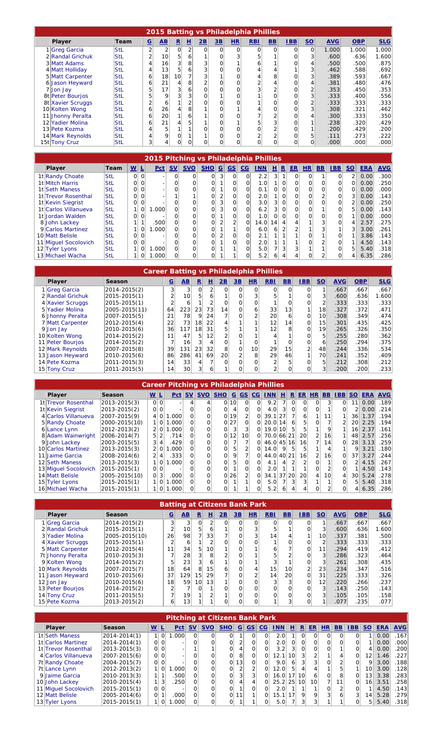## 2015 Batting vs Philadelphia Phillies

| | Player | Team | G | AB | R | H | 2B | 3B | HR | RBI | BB | IBB | SO | AVG | OBP | SLG |
|---|---|---|---|---|---|---|---|---|---|---|---|---|---|---|---|---|
| 1 | Greg Garcia | StL | 2 | 2 | 0 | 2 | 0 | 0 | 0 | 0 | 0 | 0 | 0 | 1.000 | 1.000 | 1.000 |
| 2 | Randal Grichuk | StL | 2 | 10 | 5 | 6 | 1 | 0 | 3 | 5 | 1 | 0 | 3 | .600 | .636 | 1.600 |
| 3 | Matt Adams | StL | 4 | 16 | 3 | 8 | 3 | 0 | 1 | 6 | 1 | 0 | 4 | .500 | .500 | .875 |
| 4 | Matt Holliday | StL | 4 | 13 | 5 | 6 | 3 | 0 | 0 | 4 | 4 | 1 | 3 | .462 | .588 | .692 |
| 5 | Matt Carpenter | StL | 6 | 18 | 10 | 7 | 3 | 1 | 0 | 4 | 8 | 0 | 3 | .389 | .593 | .667 |
| 6 | Jason Heyward | StL | 6 | 21 | 4 | 8 | 2 | 0 | 0 | 2 | 4 | 0 | 4 | .381 | .480 | .476 |
| 7 | Jon Jay | StL | 5 | 17 | 3 | 6 | 0 | 0 | 0 | 3 | 2 | 0 | 2 | .353 | .450 | .353 |
| 8t | Peter Bourjos | StL | 5 | 9 | 3 | 3 | 0 | 1 | 0 | 1 | 0 | 0 | 3 | .333 | .400 | .556 |
| 8t | Xavier Scruggs | StL | 2 | 6 | 1 | 2 | 0 | 0 | 0 | 1 | 0 | 0 | 2 | .333 | .333 | .333 |
| 10 | Kolten Wong | StL | 6 | 26 | 4 | 8 | 1 | 0 | 1 | 4 | 0 | 0 | 3 | .308 | .321 | .462 |
| 11 | Jhonny Peralta | StL | 6 | 20 | 1 | 6 | 1 | 0 | 0 | 7 | 2 | 0 | 4 | .300 | .333 | .350 |
| 12 | Yadier Molina | StL | 6 | 21 | 4 | 5 | 1 | 0 | 1 | 5 | 3 | 0 | 1 | .238 | .320 | .429 |
| 13 | Pete Kozma | StL | 4 | 5 | 1 | 1 | 0 | 0 | 0 | 0 | 2 | 0 | 1 | .200 | .429 | .200 |
| 14 | Mark Reynolds | StL | 4 | 9 | 0 | 1 | 1 | 0 | 0 | 2 | 2 | 0 | 5 | .111 | .273 | .222 |
| 15t | Tony Cruz | StL | 3 | 4 | 0 | 0 | 0 | 0 | 0 | 0 | 0 | 0 | 0 | .000 | .000 | .000 |

## 2015 Pitching vs Philadelphia Phillies

| | Player | Team | W | L | Pct | SV | SVO | SHO | G | GS | CG | INN | H | R | ER | HR | BB | IBB | SO | ERA | AVG |
|---|---|---|---|---|---|---|---|---|---|---|---|---|---|---|---|---|---|---|---|---|---|
| 1t | Randy Choate | StL | 0 | 0 | - | 0 | 0 | 0 | 3 | 0 | 0 | 2.2 | 3 | 1 | 0 | 0 | 1 | 0 | 2 | 0.00 | .300 |
| 1t | Mitch Harris | StL | 0 | 0 | - | 0 | 0 | 0 | 1 | 0 | 0 | 1.0 | 1 | 0 | 0 | 0 | 0 | 0 | 0 | 0.00 | .250 |
| 1t | Seth Maness | StL | 0 | 0 | - | 0 | 0 | 0 | 1 | 0 | 0 | 0.1 | 0 | 0 | 0 | 0 | 0 | 0 | 0 | 0.00 | .000 |
| 1t | Trevor Rosenthal | StL | 0 | 0 | - | 1 | 1 | 0 | 2 | 0 | 0 | 2.0 | 1 | 0 | 0 | 0 | 2 | 0 | 3 | 0.00 | .143 |
| 1t | Kevin Siegrist | StL | 0 | 0 | - | 0 | 0 | 0 | 3 | 0 | 0 | 3.0 | 3 | 0 | 0 | 0 | 0 | 0 | 2 | 0.00 | .250 |
| 1t | Carlos Villanueva | StL | 1 | 0 | 1.000 | 0 | 0 | 0 | 3 | 0 | 0 | 6.2 | 3 | 0 | 0 | 0 | 1 | 0 | 5 | 0.00 | .143 |
| 1t | Jordan Walden | StL | 0 | 0 | - | 0 | 0 | 0 | 1 | 0 | 0 | 1.0 | 0 | 0 | 0 | 0 | 0 | 0 | 1 | 0.00 | .000 |
| 8 | John Lackey | StL | 1 | 1 | .500 | 0 | 0 | 0 | 2 | 2 | 0 | 14.0 | 14 | 4 | 4 | 1 | 3 | 0 | 4 | 2.57 | .275 |
| 9 | Carlos Martinez | StL | 1 | 0 | 1.000 | 0 | 0 | 0 | 1 | 1 | 0 | 6.0 | 6 | 2 | 2 | 1 | 3 | 1 | 3 | 3.00 | .261 |
| 10 | Matt Belisle | StL | 0 | 0 | - | 0 | 0 | 0 | 2 | 0 | 0 | 2.1 | 1 | 1 | 1 | 0 | 1 | 0 | 1 | 3.86 | .143 |
| 11 | Miguel Socolovich | StL | 0 | 0 | - | 0 | 0 | 0 | 1 | 0 | 0 | 2.0 | 1 | 1 | 1 | 0 | 2 | 0 | 1 | 4.50 | .143 |
| 12 | Tyler Lyons | StL | 1 | 0 | 1.000 | 0 | 0 | 0 | 1 | 1 | 0 | 5.0 | 7 | 3 | 3 | 1 | 1 | 0 | 5 | 5.40 | .318 |
| 13 | Michael Wacha | StL | 1 | 0 | 1.000 | 0 | 0 | 0 | 1 | 1 | 0 | 5.2 | 6 | 4 | 4 | 0 | 2 | 0 | 4 | 6.35 | .286 |

## Career Batting vs Philadelphia Phillies

| | Player | Season | G | AB | R | H | 2B | 3B | HR | RBI | BB | IBB | SO | AVG | OBP | SLG |
|---|---|---|---|---|---|---|---|---|---|---|---|---|---|---|---|---|
| 1 | Greg Garcia | 2014-2015(2) | 3 | 3 | 0 | 2 | 0 | 0 | 0 | 0 | 0 | 0 | 1 | .667 | .667 | .667 |
| 2 | Randal Grichuk | 2015-2015(1) | 2 | 10 | 5 | 6 | 1 | 0 | 3 | 5 | 1 | 0 | 3 | .600 | .636 | 1.600 |
| 4 | Xavier Scruggs | 2015-2015(1) | 2 | 6 | 1 | 2 | 0 | 0 | 0 | 1 | 0 | 0 | 2 | .333 | .333 | .333 |
| 5 | Yadier Molina | 2005-2015(11) | 64 | 223 | 23 | 73 | 14 | 0 | 6 | 33 | 13 | 1 | 18 | .327 | .372 | .471 |
| 6 | Jhonny Peralta | 2007-2015(5) | 21 | 78 | 9 | 24 | 7 | 0 | 2 | 20 | 6 | 0 | 10 | .308 | .349 | .474 |
| 7 | Matt Carpenter | 2012-2015(4) | 22 | 73 | 18 | 22 | 4 | 1 | 1 | 12 | 14 | 0 | 15 | .301 | .435 | .425 |
| 9 | Jon Jay | 2010-2015(6) | 36 | 117 | 18 | 31 | 5 | 1 | 1 | 12 | 8 | 0 | 19 | .265 | .326 | .350 |
| 10 | Kolten Wong | 2014-2015(2) | 11 | 47 | 5 | 12 | 2 | 0 | 1 | 4 | 1 | 0 | 5 | .255 | .280 | .362 |
| 11 | Peter Bourjos | 2014-2015(2) | 7 | 16 | 3 | 4 | 0 | 1 | 0 | 1 | 0 | 0 | 6 | .250 | .294 | .375 |
| 12 | Mark Reynolds | 2007-2015(8) | 39 | 131 | 23 | 32 | 8 | 0 | 10 | 29 | 15 | 2 | 48 | .244 | .336 | .534 |
| 13 | Jason Heyward | 2010-2015(6) | 86 | 286 | 41 | 69 | 20 | 2 | 8 | 29 | 46 | 1 | 70 | .241 | .352 | .409 |
| 14 | Pete Kozma | 2011-2015(3) | 14 | 33 | 4 | 7 | 0 | 0 | 0 | 2 | 5 | 0 | 5 | .212 | .308 | .212 |
| 15 | Tony Cruz | 2011-2015(5) | 14 | 30 | 3 | 6 | 1 | 0 | 0 | 2 | 0 | 0 | 3 | .200 | .200 | .233 |

## Career Pitching vs Philadelphia Phillies

| | Player | Season | W | L | Pct | SV | SVO | SHO | G | GS | CG | INN | H | R | ER | HR | BB | IBB | SO | ERA | AVG |
|---|---|---|---|---|---|---|---|---|---|---|---|---|---|---|---|---|---|---|---|---|---|
| 1t | Trevor Rosenthal | 2013-2015(3) | 0 | 0 | - | 4 | 4 | 0 | 10 | 0 | 0 | 9.2 | 7 | 0 | 0 | 0 | 3 | 0 | 11 | 0.00 | .189 |
| 1t | Kevin Siegrist | 2013-2015(2) | 0 | 0 | - | 0 | 0 | 0 | 4 | 0 | 0 | 4.0 | 3 | 0 | 0 | 0 | 1 | 0 | 2 | 0.00 | .214 |
| 4 | Carlos Villanueva | 2007-2015(9) | 4 | 0 | 1.000 | 0 | 0 | 0 | 19 | 2 | 0 | 39.1 | 27 | 7 | 6 | 1 | 11 | 1 | 36 | 1.37 | .194 |
| 5 | Randy Choate | 2000-2015(10) | 1 | 0 | 1.000 | 0 | 0 | 0 | 27 | 0 | 0 | 20.0 | 14 | 6 | 5 | 0 | 7 | 2 | 20 | 2.25 | .194 |
| 6 | Lance Lynn | 2012-2013(2) | 2 | 0 | 1.000 | 0 | 0 | 0 | 3 | 3 | 0 | 19.0 | 10 | 5 | 5 | 1 | 6 | 1 | 16 | 2.37 | .161 |
| 8 | Adam Wainwright | 2006-2014(7) | 5 | 2 | .714 | 0 | 0 | 0 | 12 | 10 | 0 | 70.0 | 66 | 21 | 20 | 2 | 16 | 1 | 48 | 2.57 | .256 |
| 9 | John Lackey | 2003-2015(5) | 3 | 4 | .429 | 0 | 0 | 0 | 7 | 7 | 0 | 46.0 | 45 | 16 | 16 | 7 | 14 | 0 | 28 | 3.13 | .259 |
| 10 | Carlos Martinez | 2013-2015(3) | 2 | 0 | 1.000 | 0 | 0 | 0 | 5 | 2 | 0 | 14.0 | 9 | 5 | 5 | 1 | 4 | 1 | 9 | 3.21 | .180 |
| 11 | Jaime Garcia | 2008-2014(6) | 2 | 4 | .333 | 0 | 0 | 0 | 9 | 7 | 0 | 44.0 | 40 | 21 | 16 | 2 | 16 | 0 | 37 | 3.27 | .244 |
| 12 | Seth Maness | 2013-2015(3) | 1 | 0 | 1.000 | 0 | 0 | 0 | 5 | 0 | 0 | 4.1 | 4 | 2 | 2 | 0 | 1 | 0 | 2 | 4.15 | .267 |
| 13 | Miguel Socolovich | 2015-2015(1) | 0 | 0 | - | 0 | 0 | 0 | 1 | 0 | 0 | 2.0 | 1 | 1 | 1 | 0 | 2 | 0 | 1 | 4.50 | .143 |
| 14 | Matt Belisle | 2005-2015(10) | 0 | 3 | .000 | 0 | 0 | 0 | 26 | 2 | 0 | 34.1 | 37 | 20 | 20 | 4 | 10 | 4 | 30 | 5.24 | .278 |
| 15 | Tyler Lyons | 2015-2015(1) | 1 | 0 | 1.000 | 0 | 0 | 0 | 1 | 1 | 0 | 5.0 | 7 | 3 | 3 | 1 | 1 | 0 | 5 | 5.40 | .318 |
| 16 | Michael Wacha | 2015-2015(1) | 1 | 0 | 1.000 | 0 | 0 | 0 | 1 | 1 | 0 | 5.2 | 6 | 4 | 4 | 0 | 2 | 0 | 4 | 6.35 | .286 |

## Batting at Citizens Bank Park

| | Player | Season | G | AB | R | H | 2B | 3B | HR | RBI | BB | IBB | SO | AVG | OBP | SLG |
|---|---|---|---|---|---|---|---|---|---|---|---|---|---|---|---|---|
| 1 | Greg Garcia | 2014-2015(2) | 3 | 3 | 0 | 2 | 0 | 0 | 0 | 0 | 0 | 0 | 1 | .667 | .667 | .667 |
| 2 | Randal Grichuk | 2015-2015(1) | 2 | 10 | 5 | 6 | 1 | 0 | 3 | 5 | 1 | 0 | 3 | .600 | .636 | 1.600 |
| 3 | Yadier Molina | 2005-2015(10) | 26 | 98 | 7 | 33 | 7 | 0 | 3 | 14 | 4 | 1 | 10 | .337 | .381 | .500 |
| 4 | Xavier Scruggs | 2015-2015(1) | 2 | 6 | 1 | 2 | 0 | 0 | 0 | 1 | 0 | 0 | 2 | .333 | .333 | .333 |
| 5 | Matt Carpenter | 2012-2015(4) | 11 | 34 | 5 | 10 | 1 | 0 | 1 | 6 | 7 | 0 | 11 | .294 | .419 | .412 |
| 7t | Jhonny Peralta | 2010-2015(3) | 7 | 28 | 3 | 8 | 2 | 0 | 1 | 5 | 2 | 0 | 3 | .286 | .323 | .464 |
| 9 | Kolten Wong | 2014-2015(2) | 5 | 23 | 3 | 6 | 1 | 0 | 1 | 3 | 1 | 0 | 3 | .261 | .308 | .435 |
| 10 | Mark Reynolds | 2007-2015(7) | 18 | 64 | 8 | 15 | 6 | 0 | 4 | 15 | 10 | 2 | 23 | .234 | .347 | .516 |
| 11 | Jason Heyward | 2010-2015(6) | 37 | 129 | 15 | 29 | 7 | 0 | 2 | 14 | 20 | 0 | 31 | .225 | .333 | .326 |
| 12 | Jon Jay | 2010-2015(6) | 18 | 59 | 10 | 13 | 1 | 0 | 0 | 3 | 3 | 0 | 12 | .220 | .266 | .237 |
| 13 | Peter Bourjos | 2014-2015(2) | 2 | 7 | 0 | 1 | 0 | 0 | 0 | 0 | 0 | 0 | 3 | .143 | .250 | .143 |
| 14 | Tony Cruz | 2011-2015(5) | 7 | 19 | 1 | 2 | 1 | 0 | 0 | 0 | 0 | 0 | 3 | .105 | .105 | .158 |
| 15 | Pete Kozma | 2013-2015(2) | 6 | 13 | 1 | 1 | 0 | 0 | 0 | 1 | 3 | 0 | 1 | .077 | .235 | .077 |

## Pitching at Citizens Bank Park

| | Player | Season | W | L | Pct | SV | SVO | SHO | G | GS | CG | INN | H | R | ER | HR | BB | IBB | SO | ERA | AVG |
|---|---|---|---|---|---|---|---|---|---|---|---|---|---|---|---|---|---|---|---|---|---|
| 1t | Seth Maness | 2014-2014(1) | 1 | 0 | 1.000 | 0 | 0 | 0 | 1 | 0 | 0 | 2.0 | 1 | 0 | 0 | 0 | 0 | 0 | 1 | 0.00 | .167 |
| 1t | Carlos Martinez | 2014-2014(1) | 0 | 0 | - | 0 | 0 | 0 | 2 | 0 | 0 | 2.0 | 0 | 0 | 0 | 0 | 0 | 0 | 1 | 0.00 | .000 |
| 1t | Trevor Rosenthal | 2013-2015(3) | 0 | 0 | - | 1 | 1 | 0 | 4 | 0 | 0 | 3.2 | 3 | 0 | 0 | 0 | 1 | 0 | 4 | 0.00 | .200 |
| 4 | Carlos Villanueva | 2007-2015(6) | 0 | 0 | - | 0 | 0 | 0 | 8 | 0 | 0 | 12.1 | 10 | 3 | 2 | 1 | 4 | 0 | 12 | 1.46 | .227 |
| 7t | Randy Choate | 2004-2015(7) | 0 | 0 | - | 0 | 0 | 0 | 13 | 0 | 0 | 9.0 | 6 | 3 | 3 | 0 | 2 | 0 | 9 | 3.00 | .188 |
| 7t | Lance Lynn | 2012-2013(2) | 1 | 0 | 1.000 | 0 | 0 | 0 | 2 | 2 | 0 | 12.0 | 5 | 4 | 4 | 1 | 5 | 1 | 10 | 3.00 | .128 |
| 9 | Jaime Garcia | 2010-2013(3) | 1 | 1 | .500 | 0 | 0 | 0 | 3 | 3 | 0 | 16.0 | 17 | 10 | 6 | 0 | 8 | 0 | 13 | 3.38 | .283 |
| 10 | John Lackey | 2010-2015(4) | 1 | 3 | .250 | 0 | 0 | 0 | 4 | 4 | 0 | 25.2 | 25 | 10 | 10 | 7 | 11 | 0 | 16 | 3.51 | .258 |
| 11 | Miguel Socolovich | 2015-2015(1) | 0 | 0 | - | 0 | 0 | 0 | 1 | 0 | 0 | 2.0 | 1 | 1 | 1 | 0 | 2 | 0 | 1 | 4.50 | .143 |
| 12 | Matt Belisle | 2005-2014(6) | 0 | 1 | .000 | 0 | 0 | 0 | 11 | 1 | 0 | 15.1 | 17 | 9 | 9 | 3 | 6 | 3 | 14 | 5.28 | .279 |
| 13 | Tyler Lyons | 2015-2015(1) | 1 | 0 | 1.000 | 0 | 0 | 0 | 1 | 1 | 0 | 5.0 | 7 | 3 | 3 | 1 | 1 | 0 | 5 | 5.40 | .318 |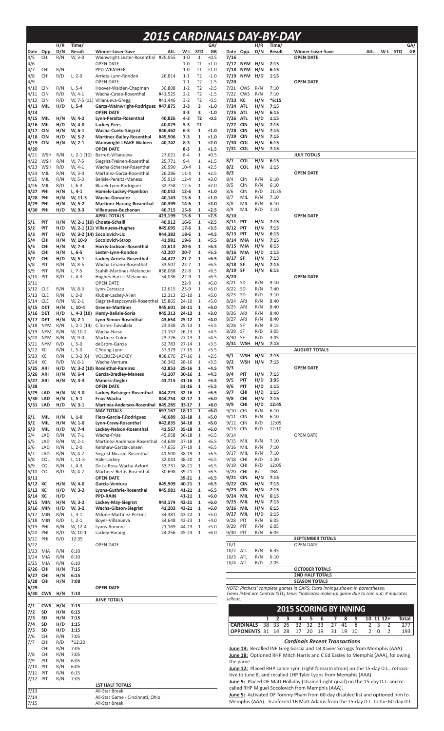# 2015 CARDINALS DAY-BY-DAY

| Date | Opp. | H/R D/N | Time/ Result | Winner-Loser-Save | Att. | W-L | STD | GA/ GB |
|---|---|---|---|---|---|---|---|---|
| 4/5 | CHI | R/N | W, 3-0 | Wainwright-Lester-Rosenthal | #35,055 | 1-0 | 1 | +0.5 |
| 4/6 | | | | OPEN DATE | | 1-0 | T1 | +1.0 |
| 4/7 | CHI | R/N | | PPD-WEATHER | | 1-0 | T1 | +1.0 |
| 4/8 | CHI | R/D | L, 2-0 | Arrieta-Lynn-Rondon | 26,814 | 1-1 | T2 | -1.0 |
| 4/9 | | | | OPEN DATE | | 1-1 | T2 | -1.5 |
| 4/10 | CIN | R/N | L, 5-4 | Hoover-Walden-Chapman | 30,808 | 1-2 | T2 | -2.5 |
| 4/11 | CIN | R/D | W, 4-1 | Wacha-Cuteo-Rosenthal | #41,525 | 2-2 | T2 | -1.5 |
| 4/12 | CIN | R/D | W, 7-5 (11) | Villanueva-Gregg | #41,446 | 3-2 | T2 | -0.5 |
| **4/13** | **MIL** | **H/D** | **L, 5-4** | **Garza-Wainwright-Rodriguez** | **#47,875** | **3-3** | **3** | **-1.0** |
| **4/14** | | | | **OPEN DATE** | | **3-3** | **3** | **-1.0** |
| **4/15** | **MIL** | **H/N** | **W, 4-2** | **Lynn-Peralta-Rosenthal** | **40,826** | **4-3** | **T2** | **-0.5** |
| **4/16** | **MIL** | **H/D** | **W, 4-0** | **Lackey-Fiers** | **40,079** | **5-3** | **T1** | **--** |
| **4/17** | **CIN** | **H/N** | **W, 6-1** | **Wacha-Cueto-Siegrist** | **#46,462** | **6-3** | **1** | **+1.0** |
| **4/18** | **CIN** | **H/D** | **W, 5-2** | **Martinez-Bailey-Rosenthal** | **#45,906** | **7-3** | **1** | **+1.0** |
| **4/19** | **CIN** | **H/N** | **W, 2-1** | **Wainwright-LEAKE-Walden** | **40,742** | **8-3** | **1** | **+2.0** |
| **4/20** | | | | **OPEN DATE** | | **8-3** | **1** | **+1.5** |
| 4/21 | WSH | R/N | L, 2-1 (10) | Barrett-Villanueva | 27,021 | 8-4 | 1 | +0.5 |
| 4/22 | WSH | R/N | W, 7-5 | Siegrist-Treinen-Rosenthal | 25,771 | 9-4 | 1 | +1.5 |
| 4/23 | WSH | R/D | W, 4-1 | Wacha-Scherzer-Rosenthal | 26,990 | 10-4 | 1 | +2.5 |
| 4/24 | MIL | R/N | W, 3-0 | Martinez-Garza-Rosenthal | 26,286 | 11-4 | 1 | +2.5 |
| 4/25 | MIL | R/N | W, 5-3 | Belisle-Peralta-Maness | 35,919 | 12-4 | 1 | +3.0 |
| 4/26 | MIL | R/D | L, 6-3 | Blazek-Lynn-Rodriguez | 32,758 | 12-5 | 1 | +2.0 |
| **4/27** | **PHI** | **H/N** | **L, 4-1** | **Hamels-Lackey-Papelbon** | **40,052** | **12-6** | **1** | **+1.0** |
| **4/28** | **PHI** | **H/N** | **W, 11-5** | **Wacha-Gonzalez** | **40,143** | **13-6** | **1** | **+1.0** |
| **4/29** | **PHI** | **H/N** | **W, 5-2** | **Martinez-Harang-Rosenthal** | **40,399** | **14-6** | **1** | **+2.0** |
| **4/30** | **PHI** | **H/D** | **W, 9-3** | **Villanueva-Buchanan** | **40,715** | **15-6** | **1** | **+2.5** |
| | | | | **APRIL TOTALS** | **423,199** | **15-6** | **1** | **+2.5** |
| **5/1** | **PIT** | **H/N** | **W, 2-1 (10) Choate-Schaill** | | **40,912** | **16-6** | **1** | **+2.5** |
| **5/2** | **PIT** | **H/D** | **W, 2-1 (11) Villanueva-Hughes** | | **#45,095** | **17-6** | **1** | **+3.5** |
| **5/3** | **PIT** | **H/D** | **W, 3-2 (14) Socolovich-Liz** | | **#44,382** | **18-6** | **1** | **+4.5** |
| **5/4** | **CHI** | **H/N** | **W, 10-9** | **Socolovich-Strop** | **41,981** | **19-6** | **1** | **+5.5** |
| **5/5** | **CHI** | **H/N** | **W, 7-4** | **Harris-Jackson-Rosenthal** | **41,613** | **20-6** | **1** | **+6.5** |
| **5/6** | **CHI** | **H/N** | **L, 6-5** | **Lester-Lynn-Rondon** | **42,207** | **20-7** | **1** | **+5.5** |
| **5/7** | **CHI** | **H/D** | **W, 5-1** | **Lackey-Arrieta-Rosenthal** | **44,472** | **21-7** | **1** | **+6.5** |
| 5/8 | PIT | R/N | W, 8-5 | Wacha-Liriano-Rosenthal | 33,507 | 22-7 | 1 | +6.5 |
| 5/9 | PIT | R/N | L, 7-5 | Scahill-Martinez-Melancon | #38,068 | 22-8 | 1 | +6.5 |
| 5/10 | PIT | R/D | L, 4-3 | Hughes-Harris-Melancon | 34,036 | 22-9 | 1 | +5.5 |
| 5/11 | | | | OPEN DATE | | 22-9 | 1 | +6.0 |
| 5/12 | CLE | R/N | W, 8-3 | Lynn-Carrasco | 12,615 | 23-9 | 1 | +6.0 |
| 5/13 | CLE | R/N | L, 2-0 | Kluber-Lackey-Allen | 12,313 | 23-10 | 1 | +5.0 |
| 5/14 | CLE | R/N | W, 2-1 | Siegrist-Rzepczynski-Rosenthal | 15,865 | 24-10 | 1 | +5.0 |
| **5/15** | **DET** | **H/N** | **L, 10-4** | **Greene-Martinez** | **#45,601** | **24-11** | **1** | **+4.0** |
| **5/16** | **DET** | **H/D** | **L, 4-3 (10)** | **Hardy-Belisle-Soria** | **#45,313** | **24-12** | **1** | **+3.0** |
| **5/17** | **DET** | **H/N** | **W, 2-1** | **Lynn-Simon-Rosenthal** | **43,654** | **25-12** | **1** | **+4.0** |
| 5/18 | NYM | R/N | L, 2-1 (14) | C.Torres-Tuivailala | 23,338 | 25-13 | 1 | +3.5 |
| 5/19 | NYM | R/N | W, 10-2 | Wacha-Niese | 21,157 | 26-13 | 1 | +4.5 |
| 5/20 | NYM | R/N | W, 9-0 | Martinez-Colon | 23,726 | 27-13 | 1 | +4.5 |
| 5/21 | NYM | R/D | L, 5-0 | deGrom-Garcia | 32,783 | 27-14 | 1 | +3.5 |
| 5/22 | KC | R/N | L, 5-0 | C.Young-Lynn | 37,379 | 27-15 | 1 | +3.5 |
| 5/23 | KC | R/N | L, 3-2 (6) | VOLQUEZ-LACKEY | #38,676 | 27-16 | 1 | +2.5 |
| 5/24 | KC | R/D | W, 6-1 | Wacha-Ventura | 36,342 | 28-16 | 1 | +3.5 |
| **5/25** | **ARI** | **H/D** | **W, 3-2 (10) Rosenthal-Ramirez** | | **42,853** | **29-16** | **1** | **+4.5** |
| **5/26** | **ARI** | **H/N** | **W, 6-4** | **Garcia-Bradley-Maness** | **41,107** | **30-16** | **1** | **+4.5** |
| **5/27** | **ARI** | **H/N** | **W, 4-3** | **Maness-Ziegler** | **43,715** | **31-16** | **1** | **+5.5** |
| **5/28** | | | | **OPEN DATE** | | **31-16** | **1** | **+5.5** |
| **5/29** | **LAD** | **H/N** | **W, 3-0** | **Lackey-Bolsinger-Rosenthal** | **#44,223** | **32-16** | **1** | **+6.5** |
| **5/30** | **LAD** | **H/N** | **L, 5-1** | **Frias-Wacha** | **#44,754** | **32-17** | **1** | **+6.0** |
| **5/31** | **LAD** | **H/D** | **W, 3-1** | **Martinez-Anderson-Rosenthal** | **#45,285** | **33-17** | **1** | **+6.0** |
| | | | | **MAY TOTALS** | **697,167** | **18-11** | **1** | **+6.0** |
| **6/1** | **MIL** | **H/N** | **L, 1-0** | **Fiers-Garcia-F.Rodriguez** | **40,689** | **33-18** | **1** | **+5.0** |
| **6/2** | **MIL** | **H/N** | **W, 1-0** | **Lynn-Cravy-Rosenthal** | **#42,835** | **34-18** | **1** | **+6.0** |
| **6/3** | **MIL** | **H/D** | **W, 7-4** | **Lackey-Nelson-Rosenthal** | **41,567** | **35-18** | **1** | **+6.0** |
| 6/4 | LAD | R/N | W, 7-1 | Wacha-Frias | 45,058 | 36-18 | 1 | +6.5 |
| 6/5 | LAD | R/N | W, 2-1 | Martinez-Anderson-Rosenthal | 44,649 | 37-18 | 1 | +6.5 |
| 6/6 | LAD | R/N | L, 2-0 | Kershaw-Garcia-Jansen | 47,655 | 37-19 | 1 | +6.5 |
| 6/7 | LAD | R/N | W, 4-2 | Siegrist-Nicasio-Rosenthal | 41,500 | 38-19 | 1 | +6.5 |
| 6/8 | COL | R/N | L, 11-3 | Hale-Lackey | 32,043 | 38-20 | 1 | +6.5 |
| 6/9 | COL | R/N | L, 4-3 | De La Rosa-Wacha-Axford | 33,731 | 38-21 | 1 | +6.5 |
| 6/10 | COL | R/D | W, 4-2 | Martinez-Bettis-Rosenthal | 30,698 | 39-21 | 1 | +6.5 |
| **6/11** | | | | **OPEN DATE** | | **39-21** | **1** | **+6.5** |
| **6/12** | **KC** | **H/N** | **W, 4-0** | **Garcia-Ventura** | **#45,909** | **40-21** | **1** | **+6.5** |
| **6/13** | **KC** | **H/D** | **W, 3-2** | **Lyons-Guthrie-Rosenthal** | **#45,981** | **41-21** | **1** | **+6.5** |
| **6/14** | **KC** | **H/D** | | **PPD-RAIN** | | **41-21** | **1** | **+6.0** |
| **6/15** | **MIN** | **H/N** | **W, 3-2** | **Lackey-May-Siegrist** | **#43,174** | **42-21** | **1** | **+6.0** |
| **6/16** | **MIN** | **H/D** | **W, 3-2** | **Wacha-Gibson-Siegrist** | **41,203** | **43-21** | **1** | **+6.0** |
| 6/17 | MIN | R/N | L, 3-1 | Milone-Martinez-Perkins | 34,381 | 43-22 | 1 | +5.0 |
| 6/18 | MIN | R/D | L, 2-1 | Boyer-Villanueva | 34,648 | 43-23 | 1 | +4.0 |
| 6/19 | PHI | R/N | W, 12-4 | Lyons-Aumont | 21,169 | 44-23 | 1 | +5.0 |
| 6/20 | PHI | R/D | W, 10-1 | Lackey-Harang | 24,256 | 45-23 | 1 | +6.0 |
| 6/21 | PHI | R/D | 12:35 | | | | | |
| 6/22 | | | | OPEN DATE | | | | |
| 6/23 | MIA | R/N | 6:10 | | | | | |
| 6/24 | MIA | R/N | 6:10 | | | | | |
| 6/25 | MIA | R/N | 6:10 | | | | | |
| **6/26** | **CHI** | **H/N** | **7:15** | | | | | |
| **6/27** | **CHI** | **H/N** | **6:15** | | | | | |
| **6/28** | **CHI** | **H/N** | **7:08** | | | | | |
| **6/29** | | | | **OPEN DATE** | | | | |
| **6/30** | **CWS** | **H/N** | **7:10** | | | | | |
| | | | | **JUNE TOTALS** | | | | |
| **7/1** | **CWS** | **H/N** | **7:15** | | | | | |
| **7/2** | **SD** | **H/N** | **6:15** | | | | | |
| **7/3** | **SD** | **H/N** | **7:15** | | | | | |
| **7/4** | **SD** | **H/D** | **1:15** | | | | | |
| **7/5** | **SD** | **H/D** | **1:15** | | | | | |
| 7/6 | CHI | R/N | 7:05 | | | | | |
| 7/7 | CHI | R/D | *12:20 | | | | | |
| | CHI | R/N | 7:05 | | | | | |
| 7/8 | CHI | R/N | 7:05 | | | | | |
| 7/9 | PIT | R/N | 6:05 | | | | | |
| 7/10 | PIT | R/N | 6:05 | | | | | |
| 7/11 | PIT | R/N | 6:15 | | | | | |
| 7/12 | PIT | R/N | 7:05 | | | | | |
| | | | | **1ST HALF TOTALS** | | | | |
| 7/13 | | | | All-Star Break | | | | |
| 7/14 | | | | All-Star Game - Cincinnati, Ohio | | | | |
| 7/15 | | | | All-Star Break | | | | |

| Date | Opp. | H/R D/N | Time/ Result | Winner-Loser-Save | Att. | W-L | STD | GA/ GB |
|---|---|---|---|---|---|---|---|---|
| 7/16 | | | | OPEN DATE | | | | |
| **7/17** | **NYM** | **H/N** | **7:15** | | | | | |
| **7/18** | **NYM** | **H/N** | **6:15** | | | | | |
| **7/19** | **NYM** | **H/D** | **1:15** | | | | | |
| 7/20 | | | | OPEN DATE | | | | |
| 7/21 | CWS | R/N | 7:10 | | | | | |
| 7/22 | CWS | R/N | 7:10 | | | | | |
| **7/23** | **KC** | **H/N** | ***6:15** | | | | | |
| **7/24** | **ATL** | **H/N** | **7:15** | | | | | |
| **7/25** | **ATL** | **H/N** | **6:15** | | | | | |
| **7/26** | **ATL** | **H/D** | **1:15** | | | | | |
| **7/27** | **CIN** | **H/N** | **7:15** | | | | | |
| **7/28** | **CIN** | **H/N** | **7:15** | | | | | |
| **7/29** | **CIN** | **H/N** | **7:15** | | | | | |
| **7/30** | **COL** | **H/N** | **6:15** | | | | | |
| **7/31** | **COL** | **H/N** | **7:15** | | | | | |
| | | | | **JULY TOTALS** | | | | |
| **8/1** | **COL** | **H/N** | **6:15** | | | | | |
| **8/2** | **COL** | **H/N** | **1:15** | | | | | |
| 8/3 | | | | OPEN DATE | | | | |
| 8/4 | CIN | R/N | 6:10 | | | | | |
| 8/5 | CIN | R/N | 6:10 | | | | | |
| 8/6 | CIN | R/D | 11:35 | | | | | |
| 8/7 | MIL | R/N | 7:10 | | | | | |
| 8/8 | MIL | R/N | 6:10 | | | | | |
| 8/9 | MIL | R/D | 1:10 | | | | | |
| 8/10 | | | | OPEN DATE | | | | |
| **8/11** | **PIT** | **H/N** | **7:15** | | | | | |
| **8/12** | **PIT** | **H/N** | **7:15** | | | | | |
| **8/13** | **PIT** | **H/N** | **6:15** | | | | | |
| **8/14** | **MIA** | **H/N** | **7:15** | | | | | |
| **8/15** | **MIA** | **H/N** | **6:15** | | | | | |
| **8/16** | **MIA** | **H/D** | **1:15** | | | | | |
| **8/17** | **SF** | **H/N** | **7:15** | | | | | |
| **8/18** | **SF** | **H/N** | **7:15** | | | | | |
| **8/19** | **SF** | **H/N** | **6:15** | | | | | |
| 8/20 | | | | OPEN DATE | | | | |
| 8/21 | SD | R/N | 9:10 | | | | | |
| 8/22 | SD | R/N | 7:40 | | | | | |
| 8/23 | SD | R/D | 3:10 | | | | | |
| 8/24 | ARI | R/N | 8:40 | | | | | |
| 8/25 | ARI | R/N | 8:40 | | | | | |
| 8/26 | ARI | R/N | 8:40 | | | | | |
| 8/27 | ARI | R/N | 8:40 | | | | | |
| 8/28 | SF | R/N | 9:15 | | | | | |
| 8/29 | SF | R/D | 3:05 | | | | | |
| 8/30 | SF | R/D | 3:05 | | | | | |
| **8/31** | **WSH** | **H/N** | **7:15** | | | | | |
| | | | | **AUGUST TOTALS** | | | | |
| **9/1** | **WSH** | **H/N** | **7:15** | | | | | |
| **9/2** | **WSH** | **H/N** | **7:15** | | | | | |
| 9/3 | | | | OPEN DATE | | | | |
| **9/4** | **PIT** | **H/N** | **7:15** | | | | | |
| **9/5** | **PIT** | **H/D** | **3:05** | | | | | |
| **9/6** | **PIT** | **H/D** | **1:15** | | | | | |
| **9/7** | **CHI** | **H/D** | **1:15** | | | | | |
| **9/8** | **CHI** | **H/N** | **7:15** | | | | | |
| **9/9** | **CHI** | **H/D** | **12:45** | | | | | |
| 9/10 | CIN | R/N | 6:10 | | | | | |
| 9/11 | CIN | R/N | 6:10 | | | | | |
| 9/12 | CIN | R/D | 12:05 | | | | | |
| 9/13 | CIN | R/D | 12:10 | | | | | |
| 9/14 | | | | OPEN DATE | | | | |
| 9/15 | MIL | R/N | 7:10 | | | | | |
| 9/16 | MIL | R/N | 7:10 | | | | | |
| 9/17 | MIL | R/N | 7:10 | | | | | |
| 9/18 | CHI | R/D | 1:20 | | | | | |
| 9/19 | CHI | R/D | 12:05 | | | | | |
| 9/20 | CHI | R/ | TBA | | | | | |
| **9/21** | **CIN** | **H/N** | **7:15** | | | | | |
| **9/22** | **CIN** | **H/N** | **7:15** | | | | | |
| **9/23** | **CIN** | **H/N** | **7:15** | | | | | |
| **9/24** | **MIL** | **H/N** | **6:15** | | | | | |
| **9/25** | **MIL** | **H/N** | **7:15** | | | | | |
| **9/26** | **MIL** | **H/N** | **6:15** | | | | | |
| **9/27** | **MIL** | **H/D** | **1:15** | | | | | |
| 9/28 | PIT | R/N | 6:05 | | | | | |
| 9/29 | PIT | R/N | 6:05 | | | | | |
| 9/30 | PIT | R/N | 6:05 | | | | | |
| | | | | **SEPTEMBER TOTALS** | | | | |
| 10/1 | | | | OPEN DATE | | | | |
| 10/2 | ATL | R/N | 6:35 | | | | | |
| 10/3 | ATL | R/N | 6:10 | | | | | |
| 10/4 | ATL | R/D | 2:05 | | | | | |
| | | | | **OCTOBER TOTALS** | | | | |
| | | | | **2ND HALF TOTALS** | | | | |
| | | | | **SEASON TOTALS** | | | | |

*NOTE: Pitchers' complete games in CAPS; Extra innings shown in parentheses; Times listed are Central (STL) time; *indicates make-up game due to rain out; # indicates sellout.*

## 2015 SCORING BY INNING

| | 1 | 2 | 3 | 4 | 5 | 6 | 7 | 8 | 9 | 10 | 11 | 12+ | Total |
|---|---|---|---|---|---|---|---|---|---|---|---|---|---|
| **CARDINALS** | 38 | 33 | 26 | 32 | 32 | 33 | 27 | 41 | 8 | 2 | 3 | 2 | 277 |
| **OPPONENTS** | 31 | 14 | 28 | 17 | 20 | 19 | 31 | 19 | 10 | 2 | 0 | 2 | 193 |

### Cardinals Recent Transactions

**June 19:** Recalled INF Greg Garcia and 1B Xavier Scruggs from Memphis (AAA).

**June 18:** Optioned RHP Mitch Harris and C Ed Easley to Memphis (AAA), following the game.

**June 12:** Placed RHP Lance Lynn (right forearm strain) on the 15-day D.L., retroactive to June 8, and recalled LHP Tyler Lyons from Memphis (AAA).

**June 9:** Placed OF Matt Holliday (strained right quad) on the 15-day D.L. and recalled RHP Miguel Socolovich from Memphis (AAA).

**June 5:** Activated OF Tommy Pham from 60-day disabled list and optioned him to Memphis (AAA). Tranferred 1B Matt Adams from the 15-day D.L. to the 60-day D.L.